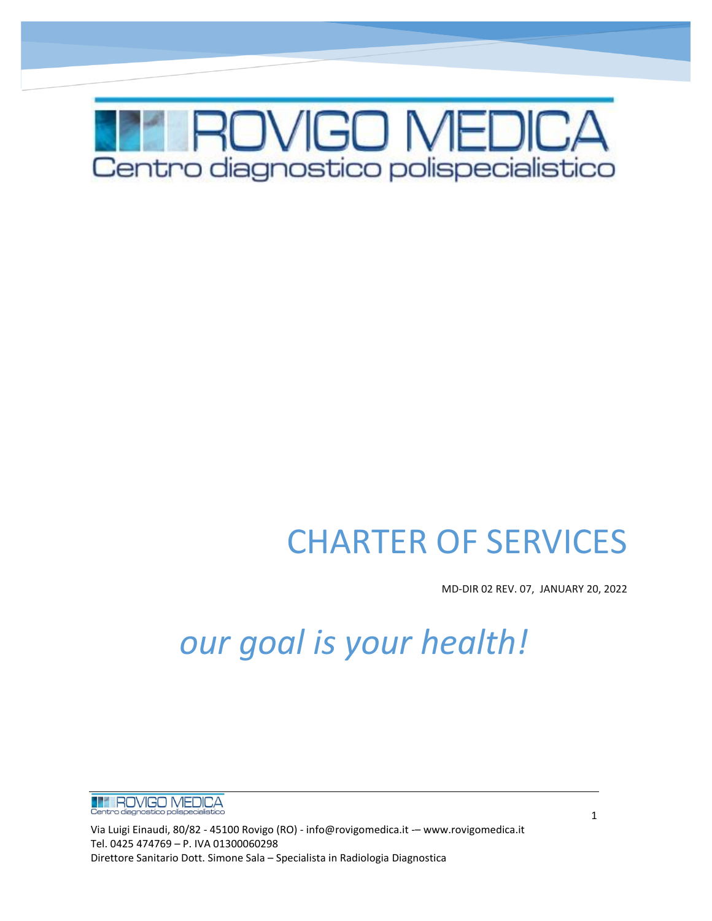# ROVIGO MEDICA

Centro diagnostico polispecialistico

# CHARTER OF SERVICES

MD-DIR 02 REV. 07, JANUARY 20, 2022

*our goal is your health!*

Via Luigi Einaudi, 80/82 - 45100 Rovigo (RO) - info@rovigomedica.it -– www.rovigomedica.it
Tel. 0425 474769 – P. IVA 01300060298
Direttore Sanitario Dott. Simone Sala – Specialista in Radiologia Diagnostica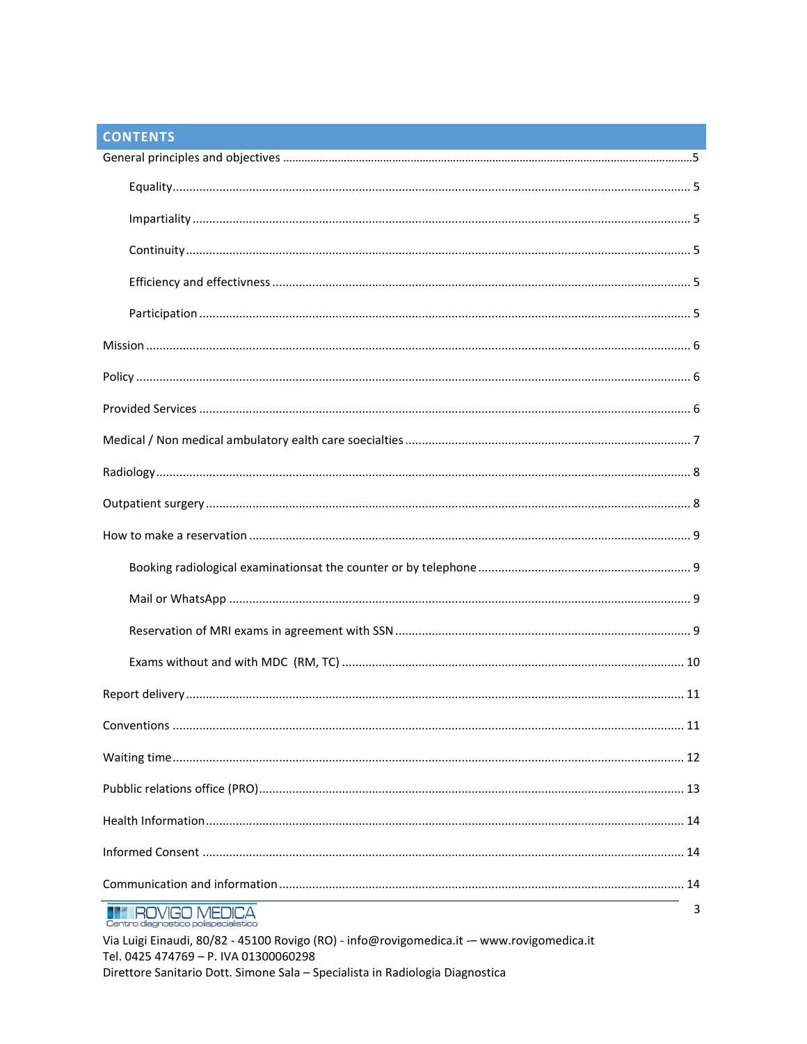## CONTENTS

General principles and objectives ....................................................................5

- Equality ....................................................................5
- Impartiality ....................................................................5
- Continuity ....................................................................5
- Efficiency and effectivness ....................................................................5
- Participation ....................................................................5

Mission ....................................................................6

Policy ....................................................................6

Provided Services ....................................................................6

Medical / Non medical ambulatory ealth care soecialties ....................................................................7

Radiology ....................................................................8

Outpatient surgery ....................................................................8

How to make a reservation ....................................................................9

- Booking radiological examinationsat the counter or by telephone ....................................................................9
- Mail or WhatsApp ....................................................................9
- Reservation of MRI exams in agreement with SSN ....................................................................9
- Exams without and with MDC (RM, TC) ....................................................................10

Report delivery ....................................................................11

Conventions ....................................................................11

Waiting time ....................................................................12

Pubblic relations office (PRO) ....................................................................13

Health Information ....................................................................14

Informed Consent ....................................................................14

Communication and information ....................................................................14

ROVIGO MEDICA
Centro diagnostico polispecialistico

Via Luigi Einaudi, 80/82 - 45100 Rovigo (RO) - info@rovigomedica.it -– www.rovigomedica.it
Tel. 0425 474769 – P. IVA 01300060298
Direttore Sanitario Dott. Simone Sala – Specialista in Radiologia Diagnostica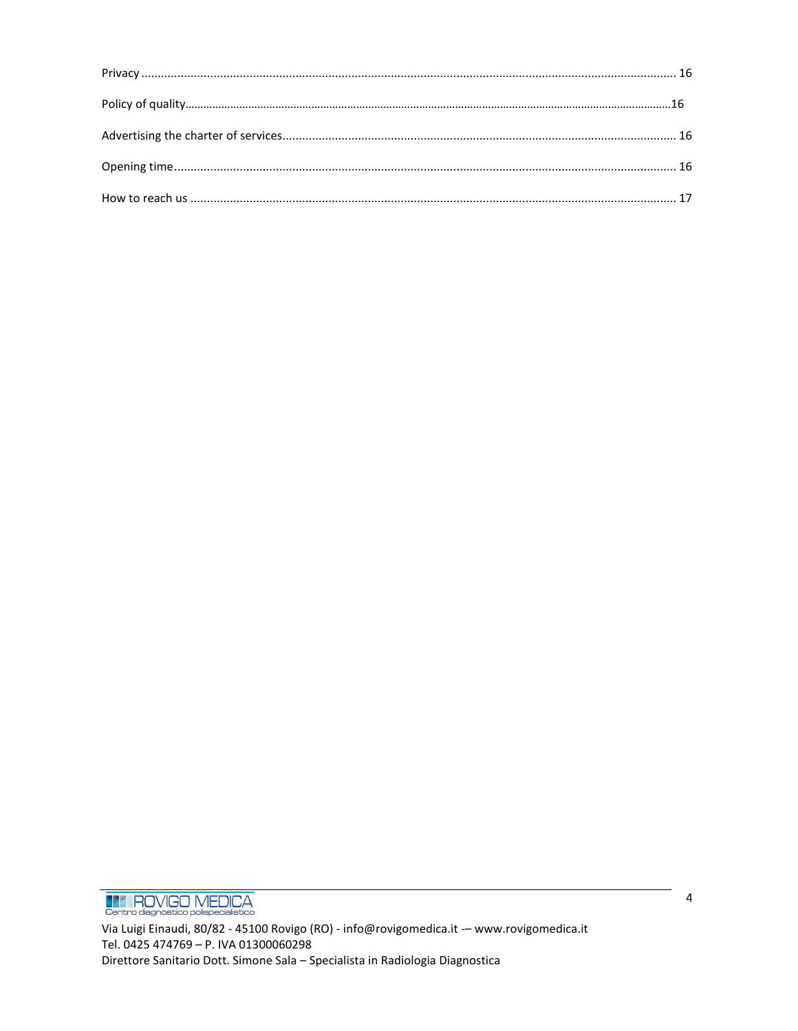Privacy ........................................................................................................................................................ 16

Policy of quality........................................................................................................................................ 16

Advertising the charter of services.......................................................................................................... 16

Opening time............................................................................................................................................ 16

How to reach us ........................................................................................................................................ 17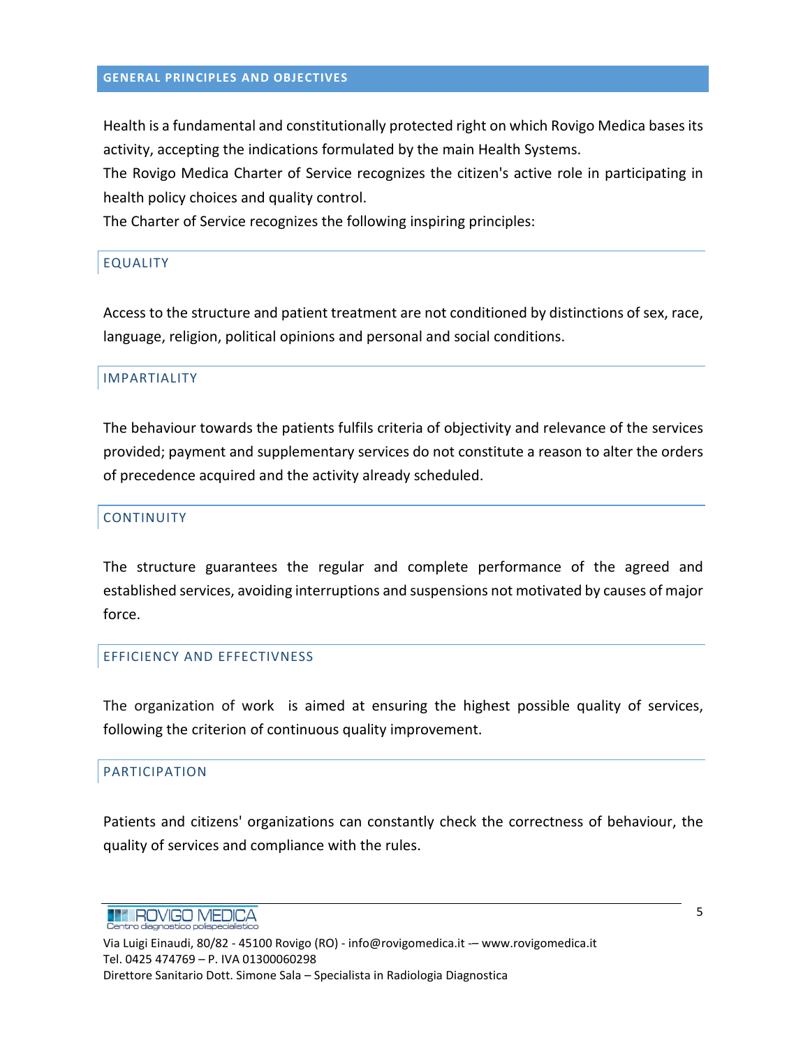## GENERAL PRINCIPLES AND OBJECTIVES

Health is a fundamental and constitutionally protected right on which Rovigo Medica bases its activity, accepting the indications formulated by the main Health Systems.

The Rovigo Medica Charter of Service recognizes the citizen's active role in participating in health policy choices and quality control.

The Charter of Service recognizes the following inspiring principles:

### EQUALITY

Access to the structure and patient treatment are not conditioned by distinctions of sex, race, language, religion, political opinions and personal and social conditions.

### IMPARTIALITY

The behaviour towards the patients fulfils criteria of objectivity and relevance of the services provided; payment and supplementary services do not constitute a reason to alter the orders of precedence acquired and the activity already scheduled.

### CONTINUITY

The structure guarantees the regular and complete performance of the agreed and established services, avoiding interruptions and suspensions not motivated by causes of major force.

### EFFICIENCY AND EFFECTIVNESS

The organization of work is aimed at ensuring the highest possible quality of services, following the criterion of continuous quality improvement.

### PARTICIPATION

Patients and citizens' organizations can constantly check the correctness of behaviour, the quality of services and compliance with the rules.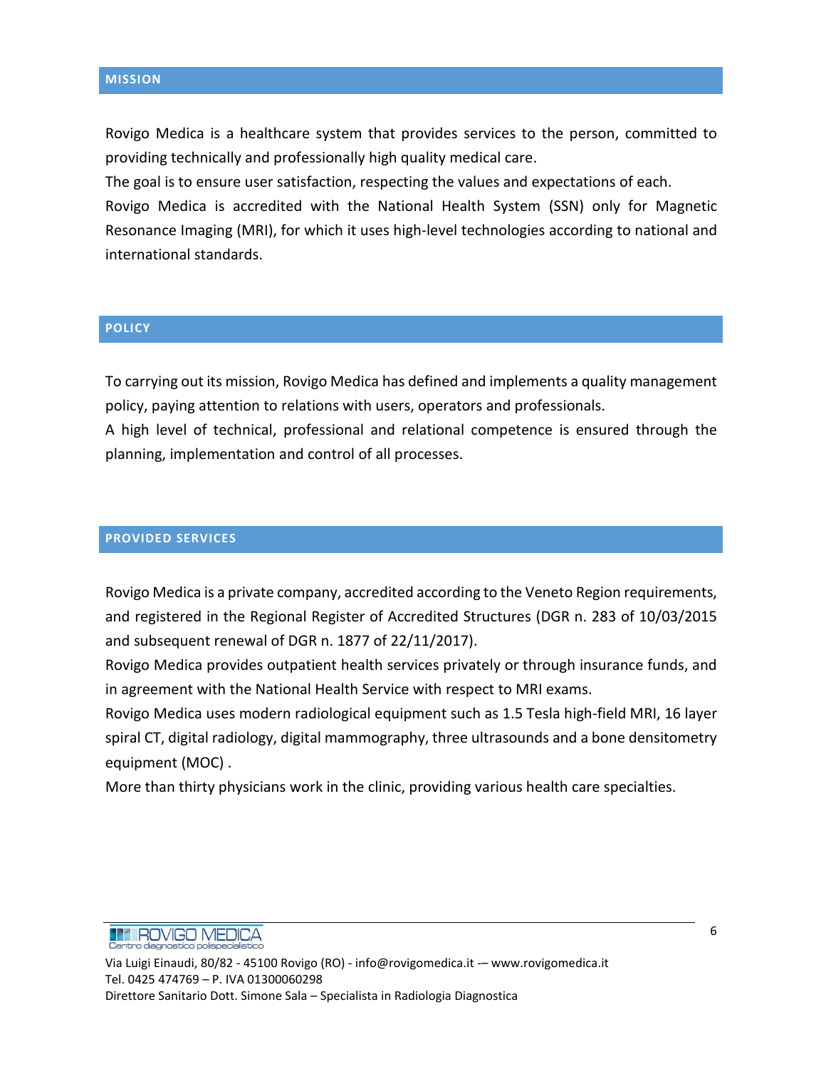## MISSION

Rovigo Medica is a healthcare system that provides services to the person, committed to providing technically and professionally high quality medical care.

The goal is to ensure user satisfaction, respecting the values and expectations of each.

Rovigo Medica is accredited with the National Health System (SSN) only for Magnetic Resonance Imaging (MRI), for which it uses high-level technologies according to national and international standards.

## POLICY

To carrying out its mission, Rovigo Medica has defined and implements a quality management policy, paying attention to relations with users, operators and professionals.

A high level of technical, professional and relational competence is ensured through the planning, implementation and control of all processes.

## PROVIDED SERVICES

Rovigo Medica is a private company, accredited according to the Veneto Region requirements, and registered in the Regional Register of Accredited Structures (DGR n. 283 of 10/03/2015 and subsequent renewal of DGR n. 1877 of 22/11/2017).

Rovigo Medica provides outpatient health services privately or through insurance funds, and in agreement with the National Health Service with respect to MRI exams.

Rovigo Medica uses modern radiological equipment such as 1.5 Tesla high-field MRI, 16 layer spiral CT, digital radiology, digital mammography, three ultrasounds and a bone densitometry equipment (MOC) .

More than thirty physicians work in the clinic, providing various health care specialties.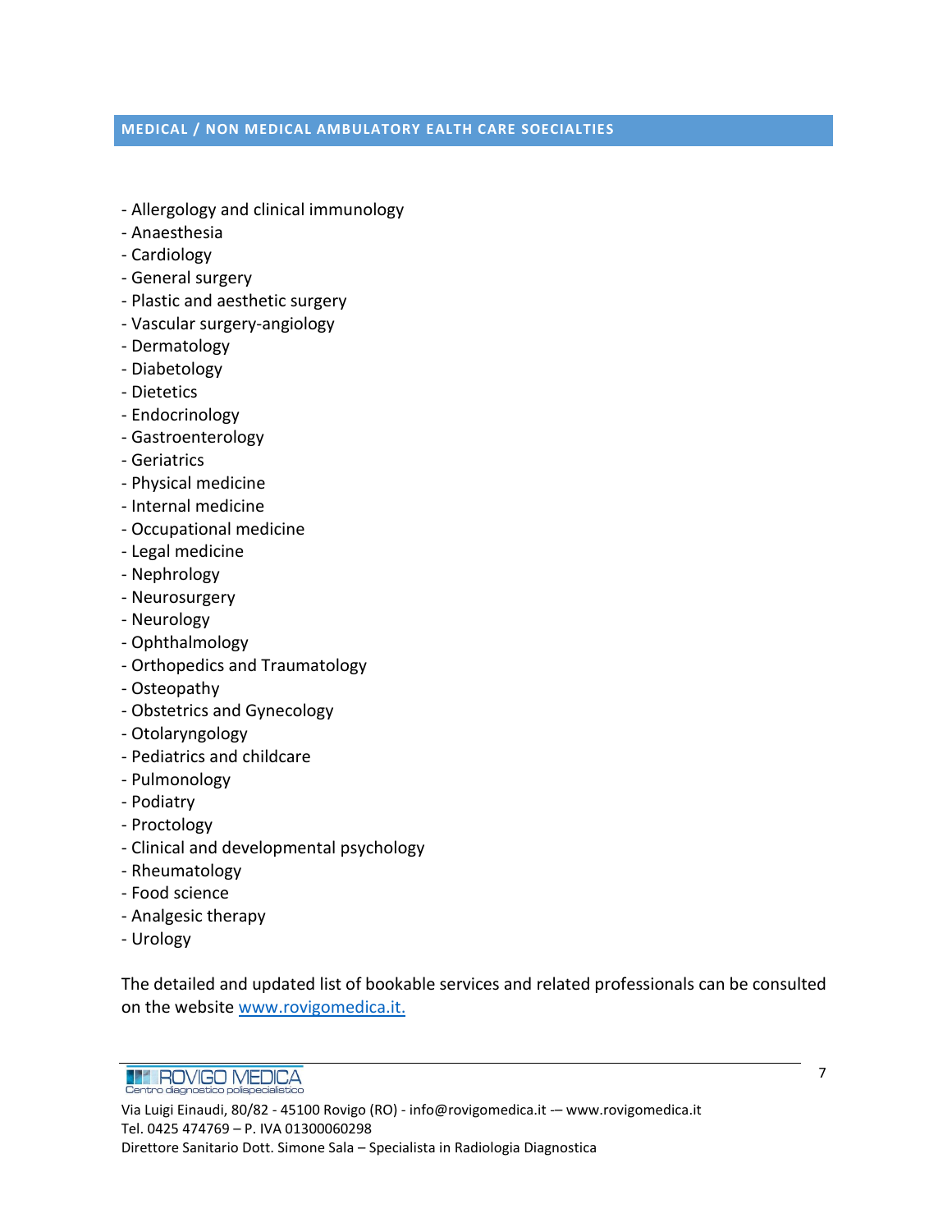## MEDICAL / NON MEDICAL AMBULATORY EALTH CARE SOECIALTIES

- Allergology and clinical immunology
- Anaesthesia
- Cardiology
- General surgery
- Plastic and aesthetic surgery
- Vascular surgery-angiology
- Dermatology
- Diabetology
- Dietetics
- Endocrinology
- Gastroenterology
- Geriatrics
- Physical medicine
- Internal medicine
- Occupational medicine
- Legal medicine
- Nephrology
- Neurosurgery
- Neurology
- Ophthalmology
- Orthopedics and Traumatology
- Osteopathy
- Obstetrics and Gynecology
- Otolaryngology
- Pediatrics and childcare
- Pulmonology
- Podiatry
- Proctology
- Clinical and developmental psychology
- Rheumatology
- Food science
- Analgesic therapy
- Urology

The detailed and updated list of bookable services and related professionals can be consulted on the website [www.rovigomedica.it.](http://www.rovigomedica.it)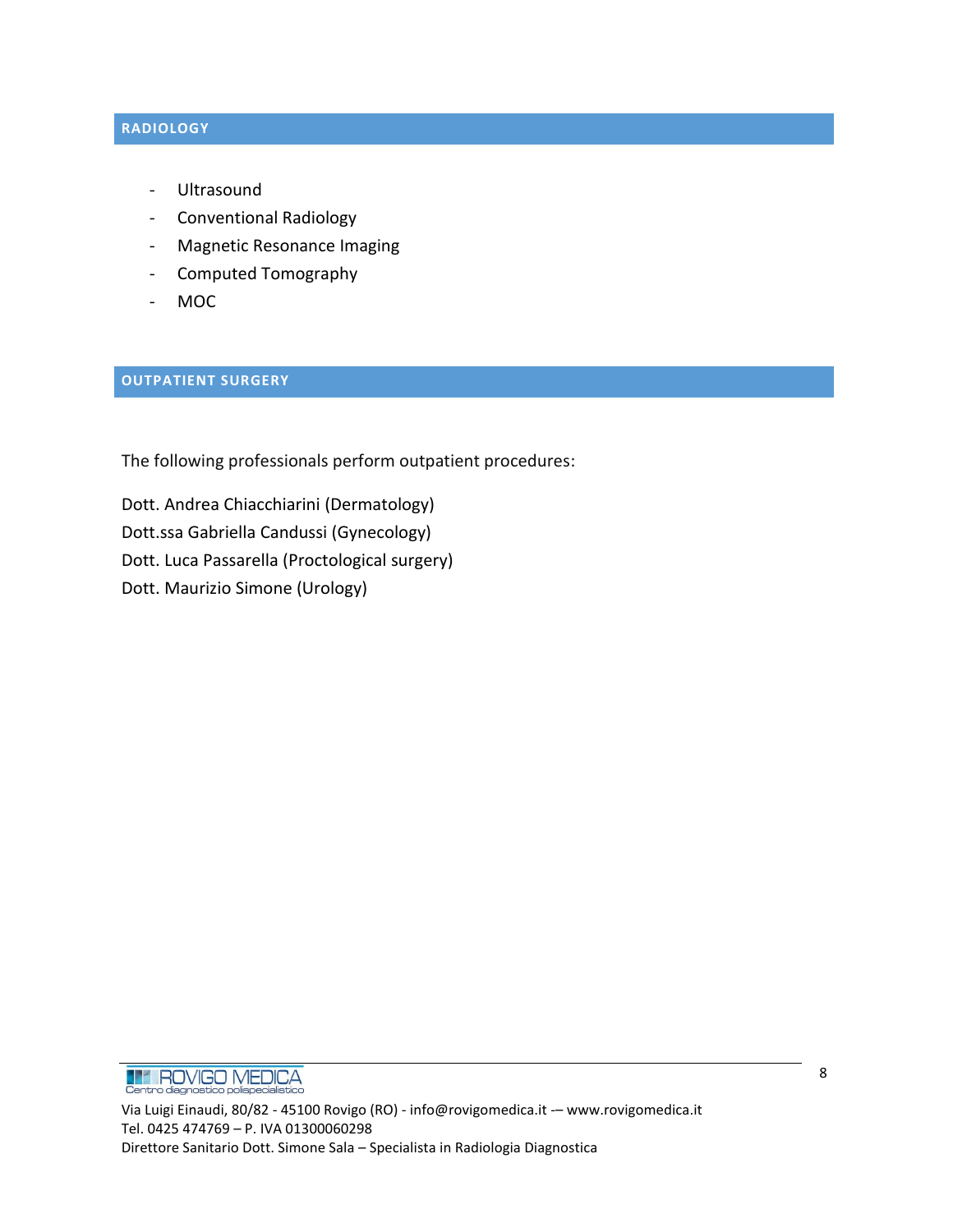## RADIOLOGY

- Ultrasound
- Conventional Radiology
- Magnetic Resonance Imaging
- Computed Tomography
- MOC

## OUTPATIENT SURGERY

The following professionals perform outpatient procedures:

Dott. Andrea Chiacchiarini (Dermatology)
Dott.ssa Gabriella Candussi (Gynecology)
Dott. Luca Passarella (Proctological surgery)
Dott. Maurizio Simone (Urology)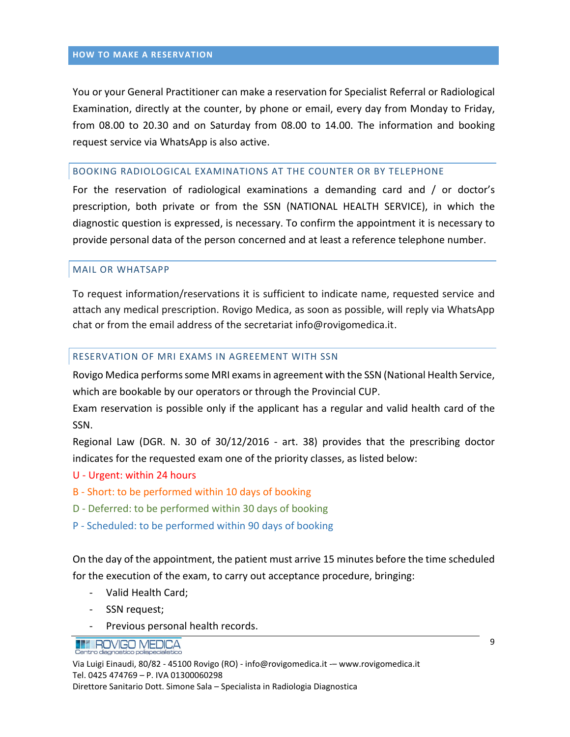## HOW TO MAKE A RESERVATION

You or your General Practitioner can make a reservation for Specialist Referral or Radiological Examination, directly at the counter, by phone or email, every day from Monday to Friday, from 08.00 to 20.30 and on Saturday from 08.00 to 14.00. The information and booking request service via WhatsApp is also active.

### BOOKING RADIOLOGICAL EXAMINATIONS AT THE COUNTER OR BY TELEPHONE

For the reservation of radiological examinations a demanding card and / or doctor's prescription, both private or from the SSN (NATIONAL HEALTH SERVICE), in which the diagnostic question is expressed, is necessary. To confirm the appointment it is necessary to provide personal data of the person concerned and at least a reference telephone number.

### MAIL OR WHATSAPP

To request information/reservations it is sufficient to indicate name, requested service and attach any medical prescription. Rovigo Medica, as soon as possible, will reply via WhatsApp chat or from the email address of the secretariat info@rovigomedica.it.

### RESERVATION OF MRI EXAMS IN AGREEMENT WITH SSN

Rovigo Medica performs some MRI exams in agreement with the SSN (National Health Service, which are bookable by our operators or through the Provincial CUP.

Exam reservation is possible only if the applicant has a regular and valid health card of the SSN.

Regional Law (DGR. N. 30 of 30/12/2016 - art. 38) provides that the prescribing doctor indicates for the requested exam one of the priority classes, as listed below:

U - Urgent: within 24 hours

B - Short: to be performed within 10 days of booking

D - Deferred: to be performed within 30 days of booking

P - Scheduled: to be performed within 90 days of booking

On the day of the appointment, the patient must arrive 15 minutes before the time scheduled for the execution of the exam, to carry out acceptance procedure, bringing:

- Valid Health Card;
- SSN request;
- Previous personal health records.

ROVIGO MEDICA
Centro diagnostico polispecialistico

Via Luigi Einaudi, 80/82 - 45100 Rovigo (RO) - info@rovigomedica.it -– www.rovigomedica.it
Tel. 0425 474769 – P. IVA 01300060298
Direttore Sanitario Dott. Simone Sala – Specialista in Radiologia Diagnostica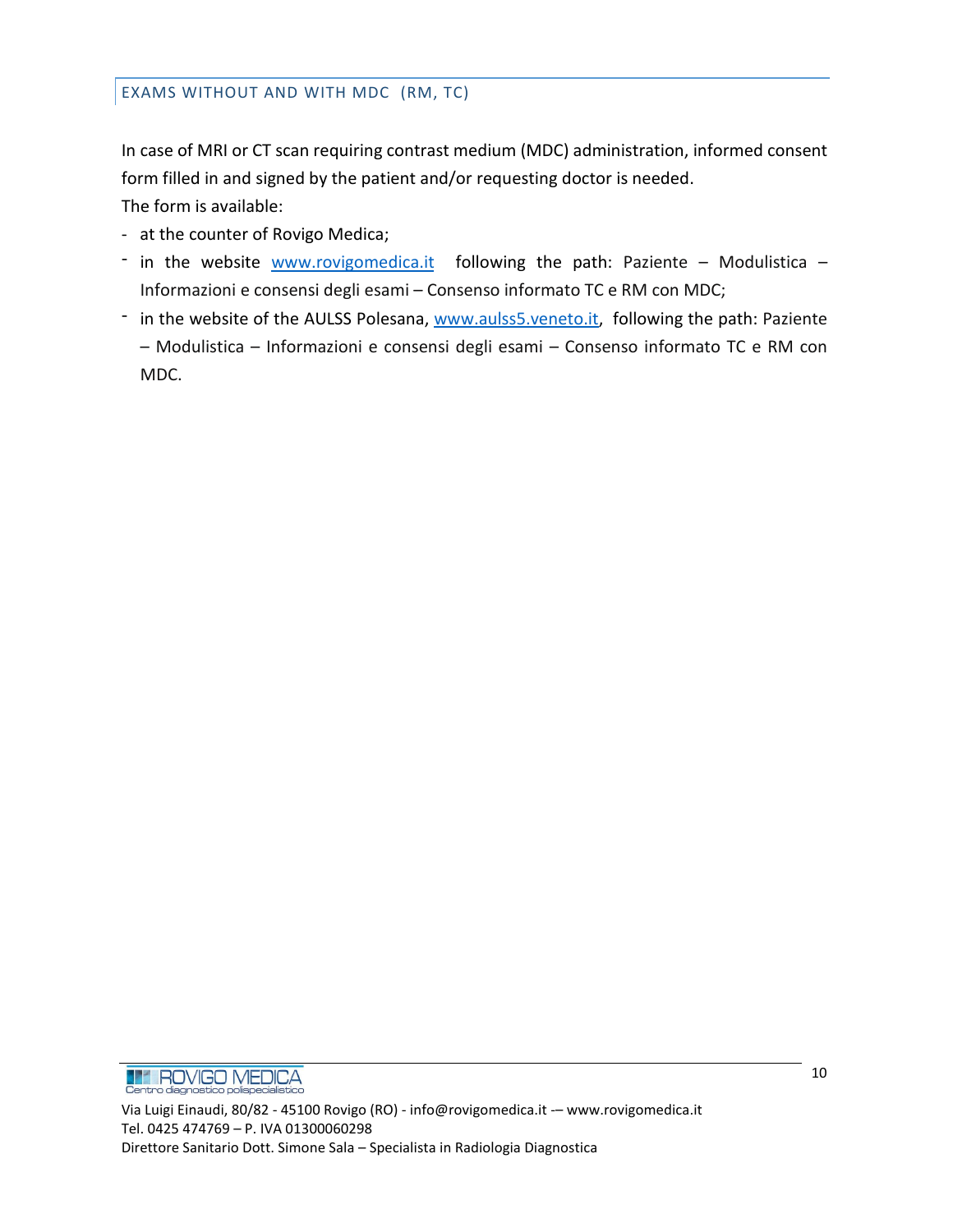## EXAMS WITHOUT AND WITH MDC (RM, TC)

In case of MRI or CT scan requiring contrast medium (MDC) administration, informed consent form filled in and signed by the patient and/or requesting doctor is needed.

The form is available:

- at the counter of Rovigo Medica;
- in the website [www.rovigomedica.it](http://www.rovigomedica.it) following the path: Paziente – Modulistica – Informazioni e consensi degli esami – Consenso informato TC e RM con MDC;
- in the website of the AULSS Polesana, [www.aulss5.veneto.it](http://www.aulss5.veneto.it), following the path: Paziente – Modulistica – Informazioni e consensi degli esami – Consenso informato TC e RM con MDC.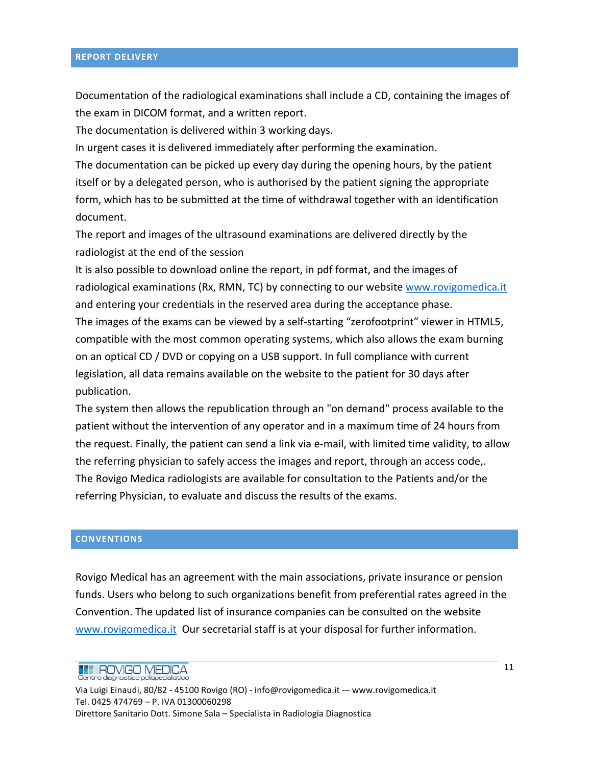## REPORT DELIVERY

Documentation of the radiological examinations shall include a CD, containing the images of the exam in DICOM format, and a written report.

The documentation is delivered within 3 working days.

In urgent cases it is delivered immediately after performing the examination.

The documentation can be picked up every day during the opening hours, by the patient itself or by a delegated person, who is authorised by the patient signing the appropriate form, which has to be submitted at the time of withdrawal together with an identification document.

The report and images of the ultrasound examinations are delivered directly by the radiologist at the end of the session

It is also possible to download online the report, in pdf format, and the images of radiological examinations (Rx, RMN, TC) by connecting to our website www.rovigomedica.it and entering your credentials in the reserved area during the acceptance phase.

The images of the exams can be viewed by a self-starting “zerofootprint” viewer in HTML5, compatible with the most common operating systems, which also allows the exam burning on an optical CD / DVD or copying on a USB support. In full compliance with current legislation, all data remains available on the website to the patient for 30 days after publication.

The system then allows the republication through an "on demand" process available to the patient without the intervention of any operator and in a maximum time of 24 hours from the request. Finally, the patient can send a link via e-mail, with limited time validity, to allow the referring physician to safely access the images and report, through an access code,.

The Rovigo Medica radiologists are available for consultation to the Patients and/or the referring Physician, to evaluate and discuss the results of the exams.

## CONVENTIONS

Rovigo Medical has an agreement with the main associations, private insurance or pension funds. Users who belong to such organizations benefit from preferential rates agreed in the Convention. The updated list of insurance companies can be consulted on the website www.rovigomedica.it Our secretarial staff is at your disposal for further information.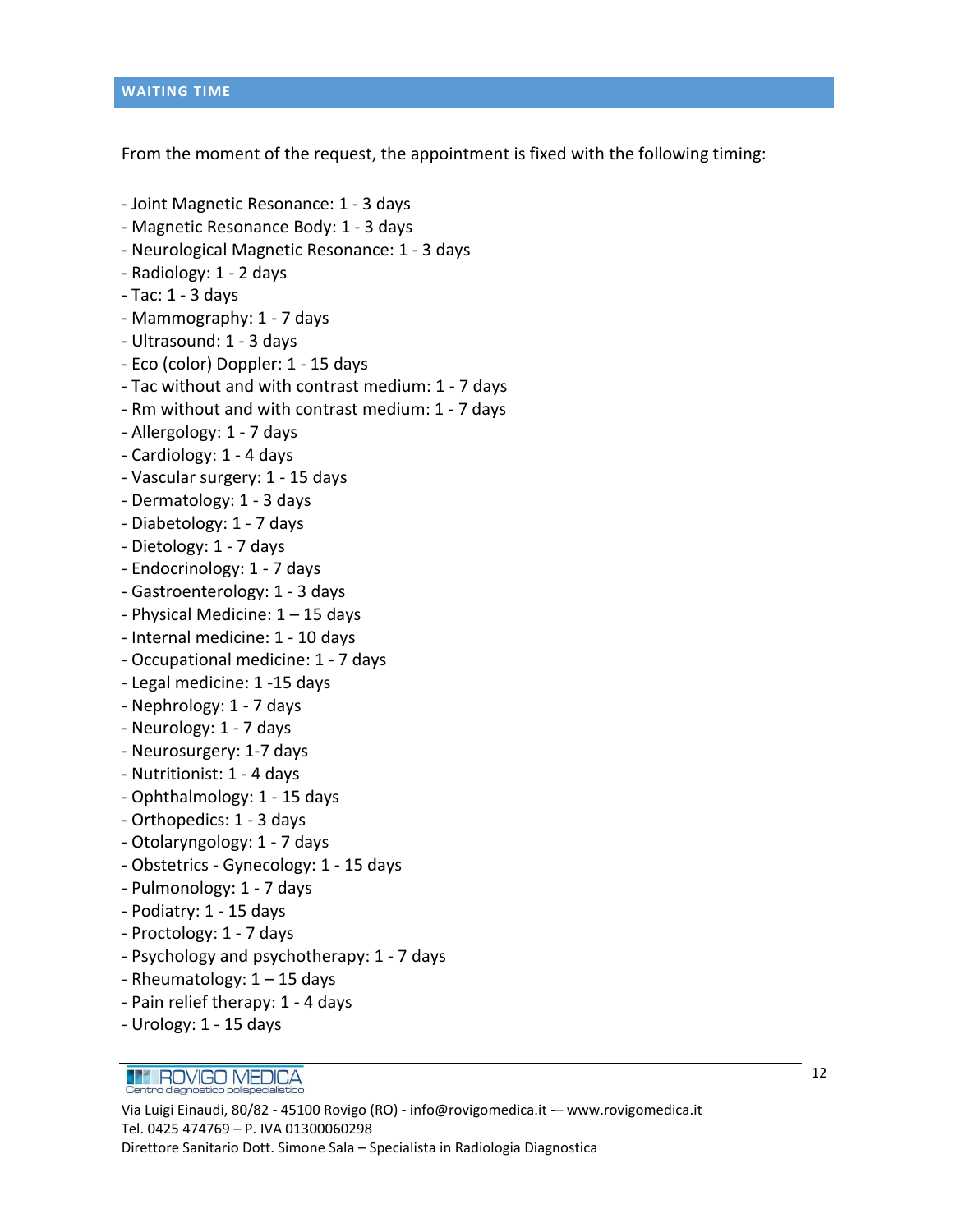## WAITING TIME

From the moment of the request, the appointment is fixed with the following timing:

- Joint Magnetic Resonance: 1 - 3 days
- Magnetic Resonance Body: 1 - 3 days
- Neurological Magnetic Resonance: 1 - 3 days
- Radiology: 1 - 2 days
- Tac: 1 - 3 days
- Mammography: 1 - 7 days
- Ultrasound: 1 - 3 days
- Eco (color) Doppler: 1 - 15 days
- Tac without and with contrast medium: 1 - 7 days
- Rm without and with contrast medium: 1 - 7 days
- Allergology: 1 - 7 days
- Cardiology: 1 - 4 days
- Vascular surgery: 1 - 15 days
- Dermatology: 1 - 3 days
- Diabetology: 1 - 7 days
- Dietology: 1 - 7 days
- Endocrinology: 1 - 7 days
- Gastroenterology: 1 - 3 days
- Physical Medicine: 1 – 15 days
- Internal medicine: 1 - 10 days
- Occupational medicine: 1 - 7 days
- Legal medicine: 1 -15 days
- Nephrology: 1 - 7 days
- Neurology: 1 - 7 days
- Neurosurgery: 1-7 days
- Nutritionist: 1 - 4 days
- Ophthalmology: 1 - 15 days
- Orthopedics: 1 - 3 days
- Otolaryngology: 1 - 7 days
- Obstetrics - Gynecology: 1 - 15 days
- Pulmonology: 1 - 7 days
- Podiatry: 1 - 15 days
- Proctology: 1 - 7 days
- Psychology and psychotherapy: 1 - 7 days
- Rheumatology: 1 – 15 days
- Pain relief therapy: 1 - 4 days
- Urology: 1 - 15 days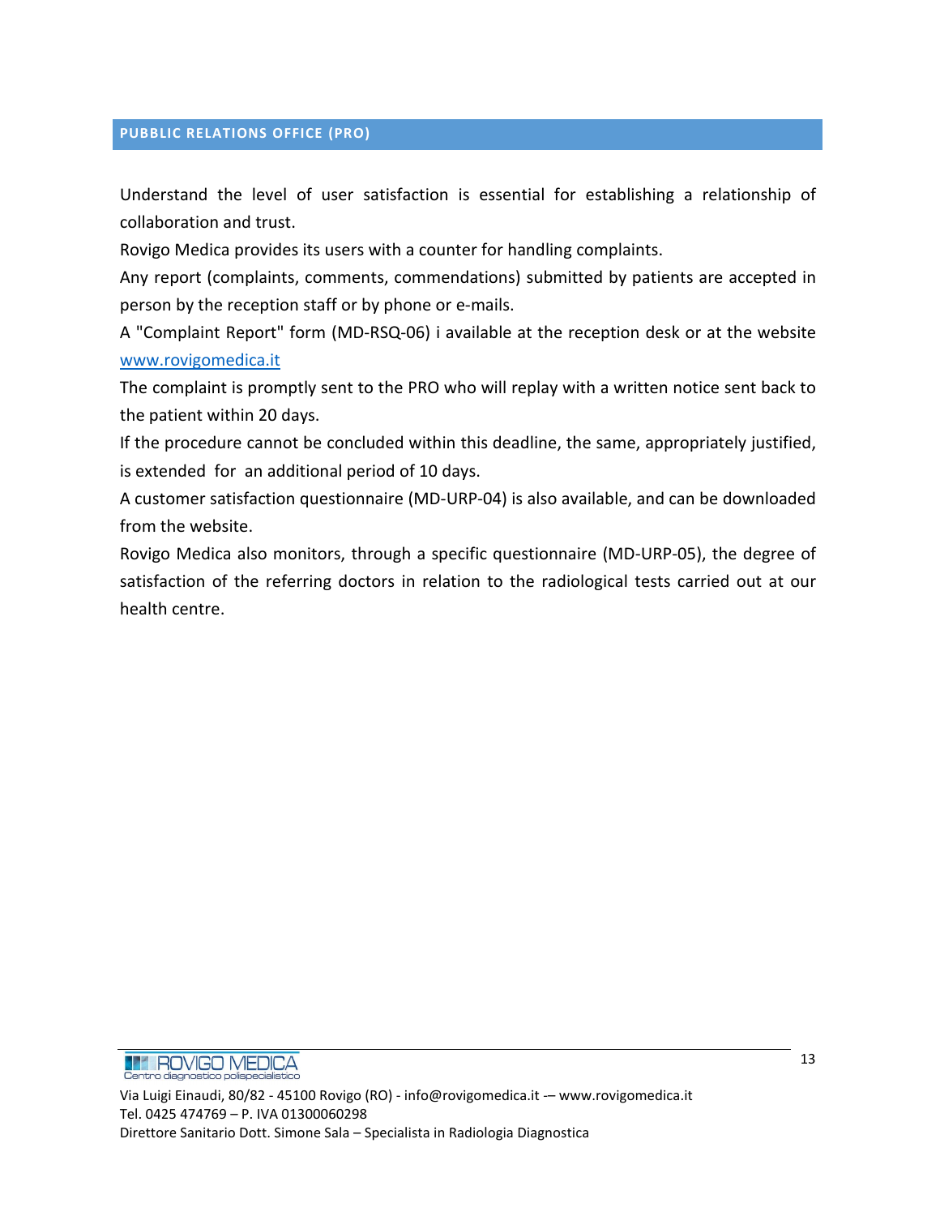## PUBBLIC RELATIONS OFFICE (PRO)

Understand the level of user satisfaction is essential for establishing a relationship of collaboration and trust.

Rovigo Medica provides its users with a counter for handling complaints.

Any report (complaints, comments, commendations) submitted by patients are accepted in person by the reception staff or by phone or e-mails.

A "Complaint Report" form (MD-RSQ-06) i available at the reception desk or at the website [www.rovigomedica.it](http://www.rovigomedica.it)

The complaint is promptly sent to the PRO who will replay with a written notice sent back to the patient within 20 days.

If the procedure cannot be concluded within this deadline, the same, appropriately justified, is extended for an additional period of 10 days.

A customer satisfaction questionnaire (MD-URP-04) is also available, and can be downloaded from the website.

Rovigo Medica also monitors, through a specific questionnaire (MD-URP-05), the degree of satisfaction of the referring doctors in relation to the radiological tests carried out at our health centre.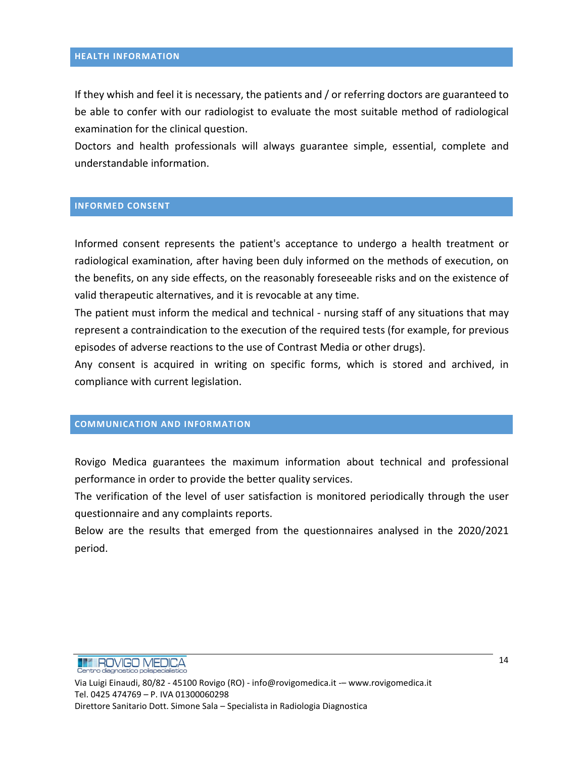## HEALTH INFORMATION

If they whish and feel it is necessary, the patients and / or referring doctors are guaranteed to be able to confer with our radiologist to evaluate the most suitable method of radiological examination for the clinical question.

Doctors and health professionals will always guarantee simple, essential, complete and understandable information.

## INFORMED CONSENT

Informed consent represents the patient's acceptance to undergo a health treatment or radiological examination, after having been duly informed on the methods of execution, on the benefits, on any side effects, on the reasonably foreseeable risks and on the existence of valid therapeutic alternatives, and it is revocable at any time.

The patient must inform the medical and technical - nursing staff of any situations that may represent a contraindication to the execution of the required tests (for example, for previous episodes of adverse reactions to the use of Contrast Media or other drugs).

Any consent is acquired in writing on specific forms, which is stored and archived, in compliance with current legislation.

## COMMUNICATION AND INFORMATION

Rovigo Medica guarantees the maximum information about technical and professional performance in order to provide the better quality services.

The verification of the level of user satisfaction is monitored periodically through the user questionnaire and any complaints reports.

Below are the results that emerged from the questionnaires analysed in the 2020/2021 period.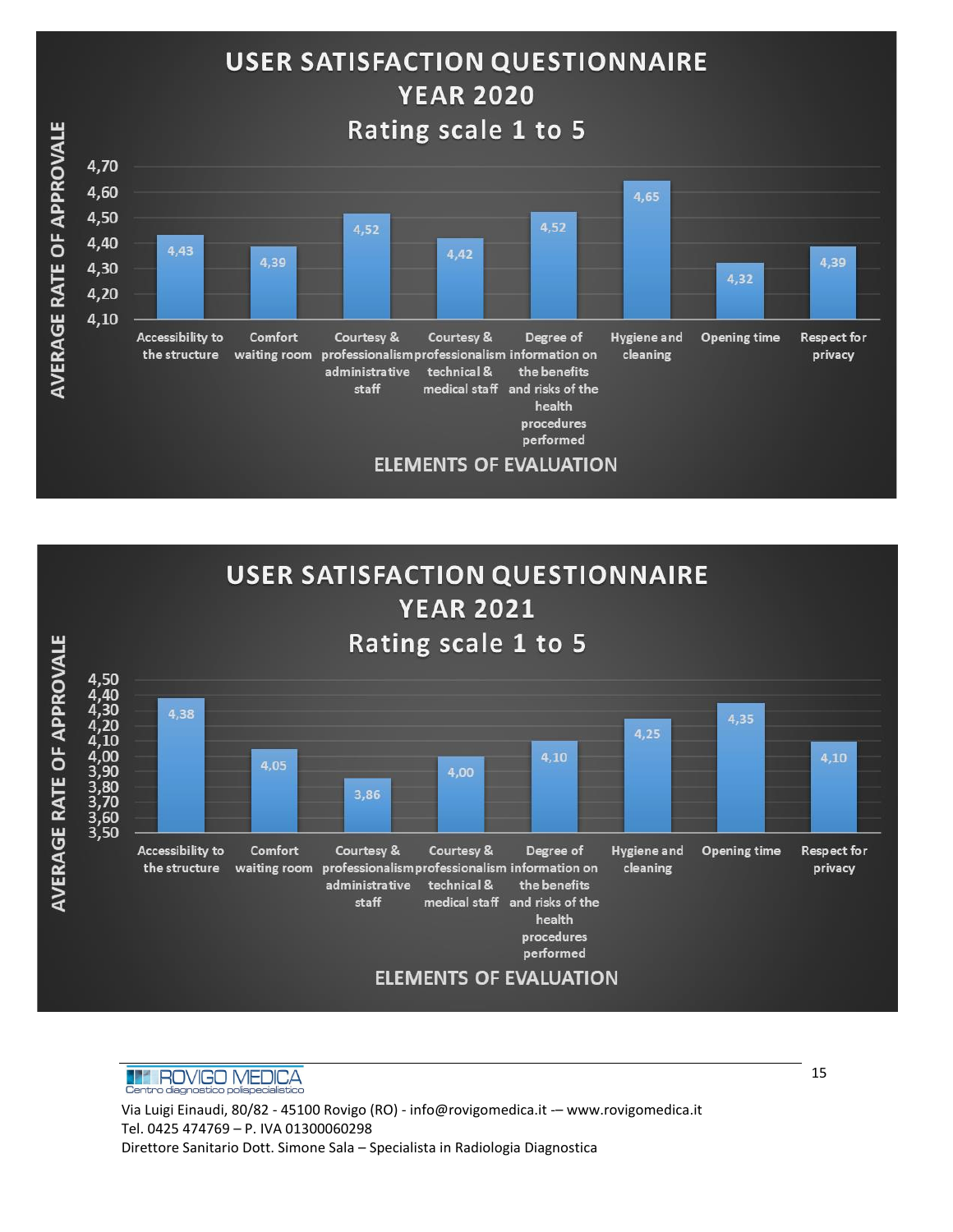## USER SATISFACTION QUESTIONNAIRE YEAR 2020

Rating scale 1 to 5

| Elements of evaluation | Average rate of approvale |
|---|---|
| Accessibility to the structure | 4,43 |
| Comfort waiting room | 4,39 |
| Courtesy & professionalism administrative staff | 4,52 |
| Courtesy & professionalism technical & medical staff | 4,42 |
| Degree of information on the benefits and risks of the health procedures performed | 4,52 |
| Hygiene and cleaning | 4,65 |
| Opening time | 4,32 |
| Respect for privacy | 4,39 |

## USER SATISFACTION QUESTIONNAIRE YEAR 2021

Rating scale 1 to 5

| Elements of evaluation | Average rate of approvale |
|---|---|
| Accessibility to the structure | 4,38 |
| Comfort waiting room | 4,05 |
| Courtesy & professionalism administrative staff | 3,86 |
| Courtesy & professionalism technical & medical staff | 4,00 |
| Degree of information on the benefits and risks of the health procedures performed | 4,10 |
| Hygiene and cleaning | 4,25 |
| Opening time | 4,35 |
| Respect for privacy | 4,10 |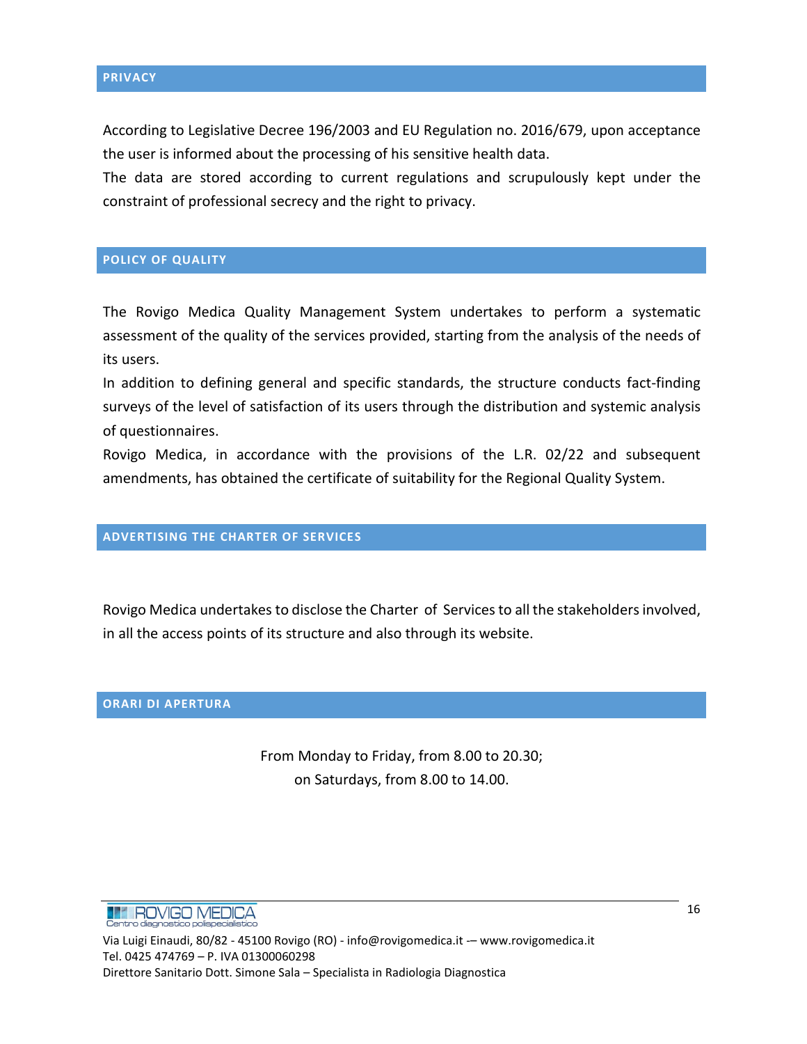## PRIVACY

According to Legislative Decree 196/2003 and EU Regulation no. 2016/679, upon acceptance the user is informed about the processing of his sensitive health data.
The data are stored according to current regulations and scrupulously kept under the constraint of professional secrecy and the right to privacy.

## POLICY OF QUALITY

The Rovigo Medica Quality Management System undertakes to perform a systematic assessment of the quality of the services provided, starting from the analysis of the needs of its users.
In addition to defining general and specific standards, the structure conducts fact-finding surveys of the level of satisfaction of its users through the distribution and systemic analysis of questionnaires.
Rovigo Medica, in accordance with the provisions of the L.R. 02/22 and subsequent amendments, has obtained the certificate of suitability for the Regional Quality System.

## ADVERTISING THE CHARTER OF SERVICES

Rovigo Medica undertakes to disclose the Charter of Services to all the stakeholders involved, in all the access points of its structure and also through its website.

## ORARI DI APERTURA

From Monday to Friday, from 8.00 to 20.30;
on Saturdays, from 8.00 to 14.00.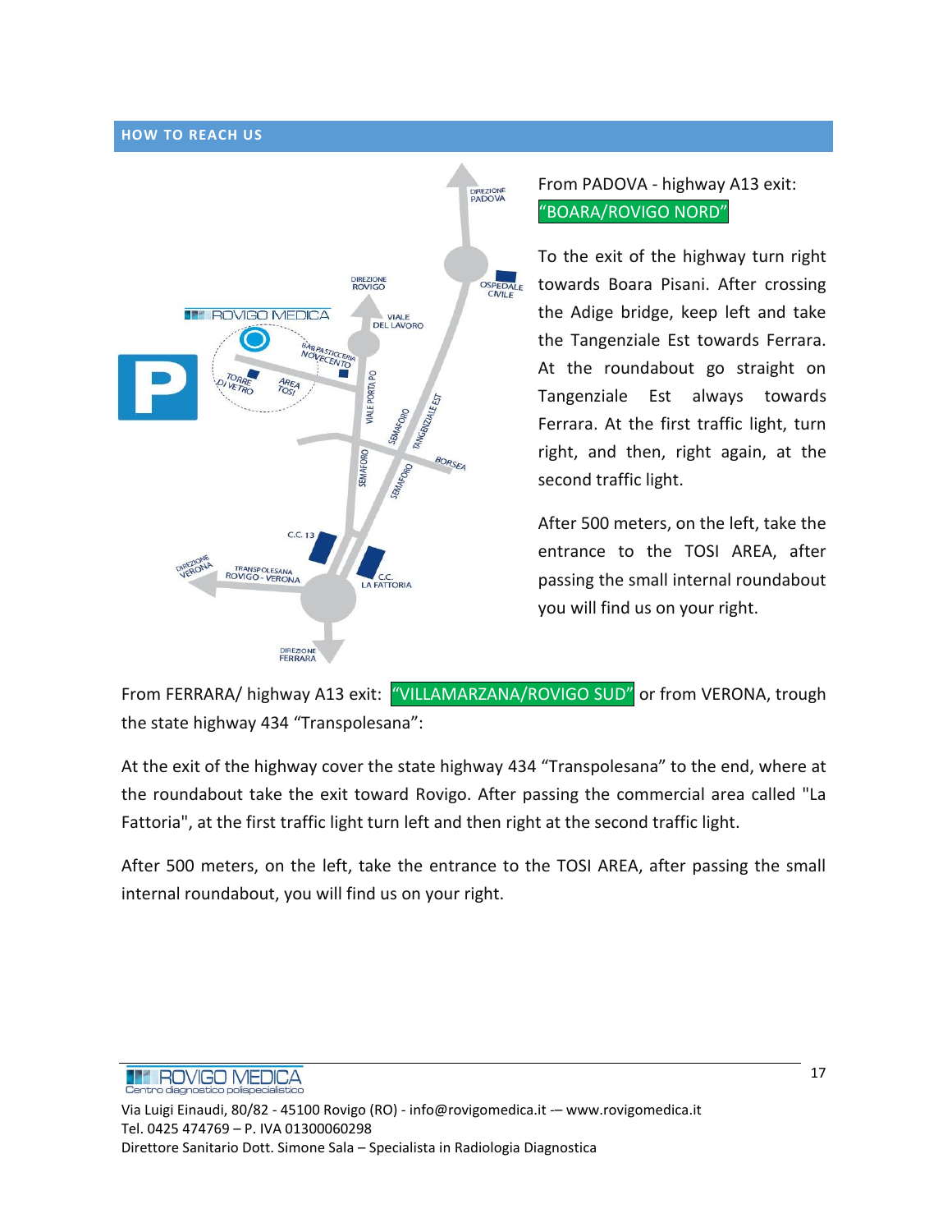## HOW TO REACH US

DIREZIONE PADOVA
OSPEDALE CIVILE
DIREZIONE ROVIGO
ROVIGO MEDICA
VIALE DEL LAVORO
BAR PASTICCERIA NOVECENTO
TORRE DI VETRO
AREA TOSI
VIALE PORTA PO
SEMAFORO
TANGENZIALE EST
BORSEA
SEMAFORO
SEMAFORO
C.C. 13
DIREZIONE VERONA
TRANSPOLESANA ROVIGO - VERONA
C.C. LA FATTORIA
DIREZIONE FERRARA

From PADOVA - highway A13 exit: "BOARA/ROVIGO NORD"

To the exit of the highway turn right towards Boara Pisani. After crossing the Adige bridge, keep left and take the Tangenziale Est towards Ferrara. At the roundabout go straight on Tangenziale Est always towards Ferrara. At the first traffic light, turn right, and then, right again, at the second traffic light.

After 500 meters, on the left, take the entrance to the TOSI AREA, after passing the small internal roundabout you will find us on your right.

From FERRARA/ highway A13 exit: "VILLAMARZANA/ROVIGO SUD" or from VERONA, trough the state highway 434 "Transpolesana":

At the exit of the highway cover the state highway 434 "Transpolesana" to the end, where at the roundabout take the exit toward Rovigo. After passing the commercial area called "La Fattoria", at the first traffic light turn left and then right at the second traffic light.

After 500 meters, on the left, take the entrance to the TOSI AREA, after passing the small internal roundabout, you will find us on your right.